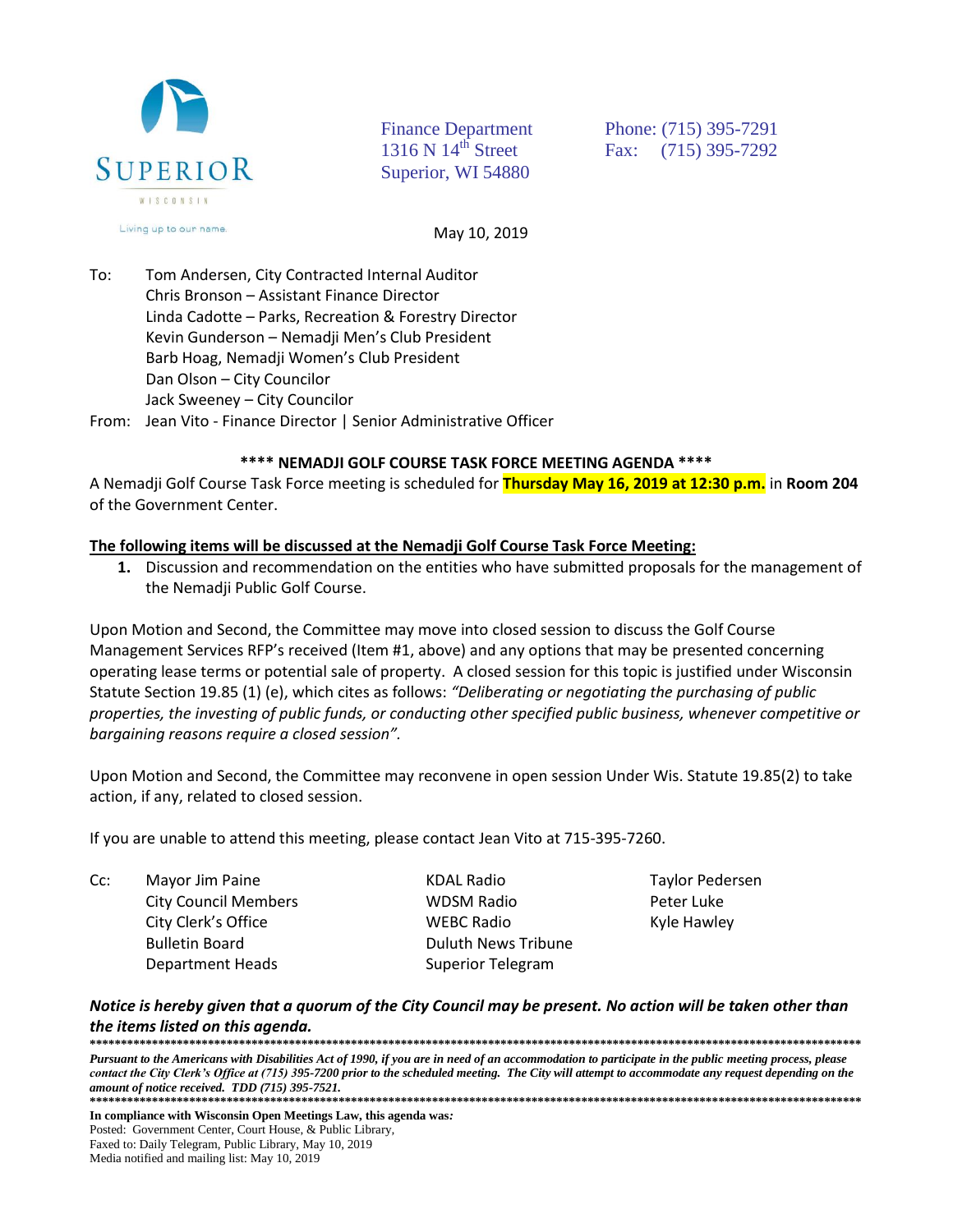SUPERIOR

WISCONSIN

Living up to our name.

Finance Department
1316 N 14th Street
Superior, WI 54880

Phone: (715) 395-7291
Fax: (715) 395-7292

May 10, 2019

To: Tom Andersen, City Contracted Internal Auditor
Chris Bronson – Assistant Finance Director
Linda Cadotte – Parks, Recreation & Forestry Director
Kevin Gunderson – Nemadji Men's Club President
Barb Hoag, Nemadji Women's Club President
Dan Olson – City Councilor
Jack Sweeney – City Councilor

From: Jean Vito - Finance Director | Senior Administrative Officer

**\*\*\*\* NEMADJI GOLF COURSE TASK FORCE MEETING AGENDA \*\*\*\***

A Nemadji Golf Course Task Force meeting is scheduled for **Thursday May 16, 2019 at 12:30 p.m.** in **Room 204** of the Government Center.

**The following items will be discussed at the Nemadji Golf Course Task Force Meeting:**

1. Discussion and recommendation on the entities who have submitted proposals for the management of the Nemadji Public Golf Course.

Upon Motion and Second, the Committee may move into closed session to discuss the Golf Course Management Services RFP's received (Item #1, above) and any options that may be presented concerning operating lease terms or potential sale of property. A closed session for this topic is justified under Wisconsin Statute Section 19.85 (1) (e), which cites as follows: *"Deliberating or negotiating the purchasing of public properties, the investing of public funds, or conducting other specified public business, whenever competitive or bargaining reasons require a closed session".*

Upon Motion and Second, the Committee may reconvene in open session Under Wis. Statute 19.85(2) to take action, if any, related to closed session.

If you are unable to attend this meeting, please contact Jean Vito at 715-395-7260.

Cc:
Mayor Jim Paine
City Council Members
City Clerk's Office
Bulletin Board
Department Heads

KDAL Radio
WDSM Radio
WEBC Radio
Duluth News Tribune
Superior Telegram

Taylor Pedersen
Peter Luke
Kyle Hawley

***Notice is hereby given that a quorum of the City Council may be present. No action will be taken other than the items listed on this agenda.***

---

***Pursuant to the Americans with Disabilities Act of 1990, if you are in need of an accommodation to participate in the public meeting process, please contact the City Clerk's Office at (715) 395-7200 prior to the scheduled meeting. The City will attempt to accommodate any request depending on the amount of notice received. TDD (715) 395-7521.***

---

**In compliance with Wisconsin Open Meetings Law, this agenda was*:***
Posted: Government Center, Court House, & Public Library,
Faxed to: Daily Telegram, Public Library, May 10, 2019
Media notified and mailing list: May 10, 2019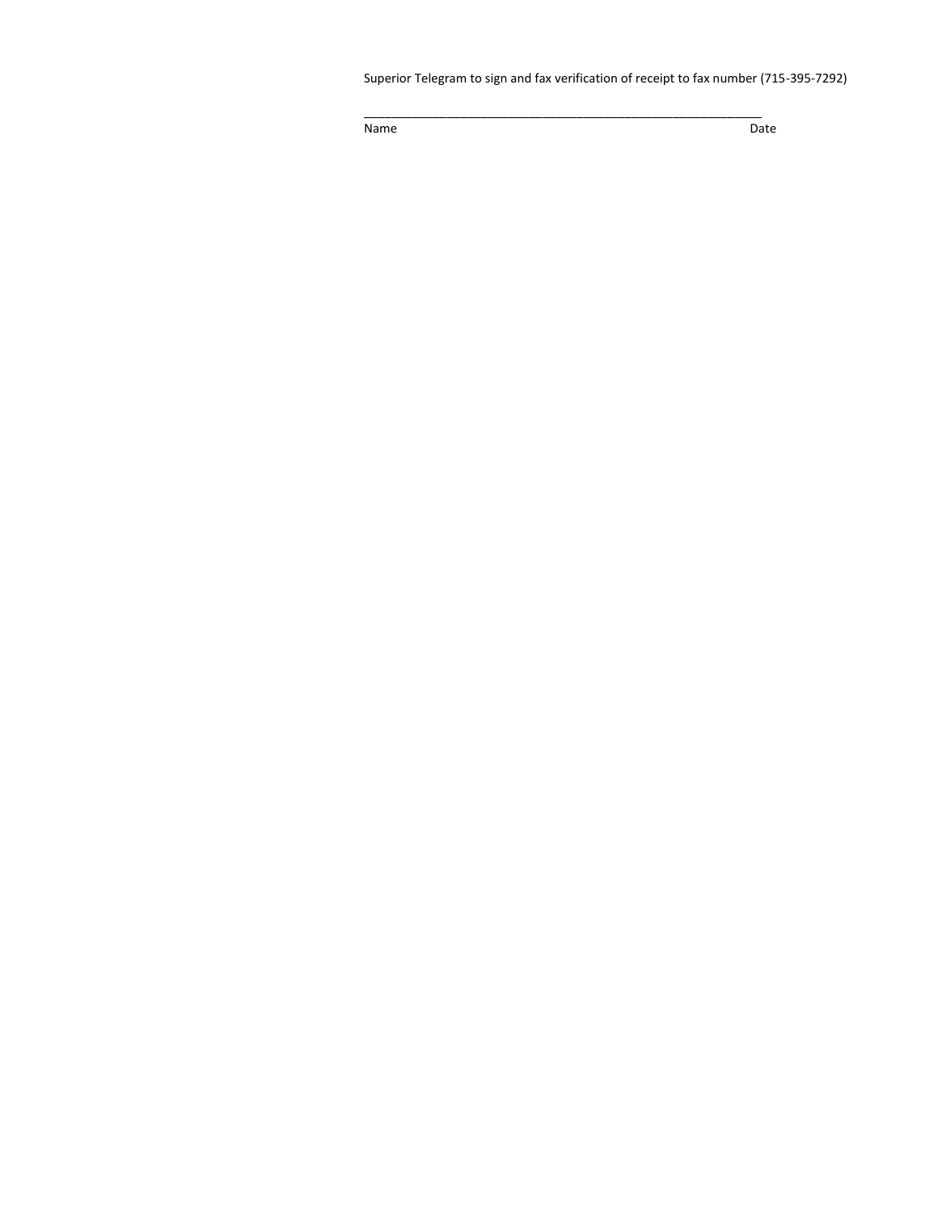Superior Telegram to sign and fax verification of receipt to fax number (715-395-7292)

_____________________________________________________________

Name Date